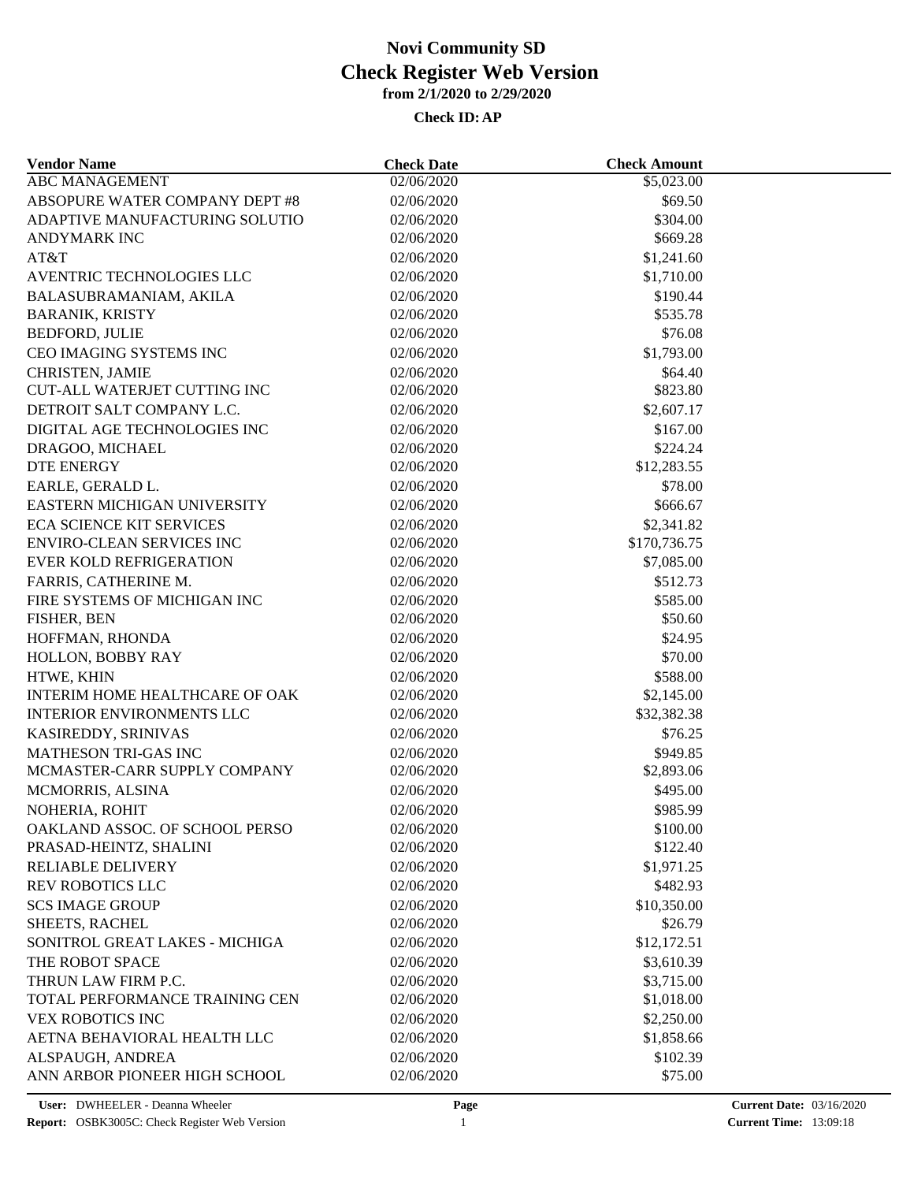# Novi Community SD

## Check Register Web Version

**from 2/1/2020 to 2/29/2020**

**Check ID: AP**

| Vendor Name | Check Date | Check Amount |
|---|---|---|
| ABC MANAGEMENT | 02/06/2020 | $5,023.00 |
| ABSOPURE WATER COMPANY DEPT #8 | 02/06/2020 | $69.50 |
| ADAPTIVE MANUFACTURING SOLUTIO | 02/06/2020 | $304.00 |
| ANDYMARK INC | 02/06/2020 | $669.28 |
| AT&T | 02/06/2020 | $1,241.60 |
| AVENTRIC TECHNOLOGIES LLC | 02/06/2020 | $1,710.00 |
| BALASUBRAMANIAM, AKILA | 02/06/2020 | $190.44 |
| BARANIK, KRISTY | 02/06/2020 | $535.78 |
| BEDFORD, JULIE | 02/06/2020 | $76.08 |
| CEO IMAGING SYSTEMS INC | 02/06/2020 | $1,793.00 |
| CHRISTEN, JAMIE | 02/06/2020 | $64.40 |
| CUT-ALL WATERJET CUTTING INC | 02/06/2020 | $823.80 |
| DETROIT SALT COMPANY L.C. | 02/06/2020 | $2,607.17 |
| DIGITAL AGE TECHNOLOGIES INC | 02/06/2020 | $167.00 |
| DRAGOO, MICHAEL | 02/06/2020 | $224.24 |
| DTE ENERGY | 02/06/2020 | $12,283.55 |
| EARLE, GERALD L. | 02/06/2020 | $78.00 |
| EASTERN MICHIGAN UNIVERSITY | 02/06/2020 | $666.67 |
| ECA SCIENCE KIT SERVICES | 02/06/2020 | $2,341.82 |
| ENVIRO-CLEAN SERVICES INC | 02/06/2020 | $170,736.75 |
| EVER KOLD REFRIGERATION | 02/06/2020 | $7,085.00 |
| FARRIS, CATHERINE M. | 02/06/2020 | $512.73 |
| FIRE SYSTEMS OF MICHIGAN INC | 02/06/2020 | $585.00 |
| FISHER, BEN | 02/06/2020 | $50.60 |
| HOFFMAN, RHONDA | 02/06/2020 | $24.95 |
| HOLLON, BOBBY RAY | 02/06/2020 | $70.00 |
| HTWE, KHIN | 02/06/2020 | $588.00 |
| INTERIM HOME HEALTHCARE OF OAK | 02/06/2020 | $2,145.00 |
| INTERIOR ENVIRONMENTS LLC | 02/06/2020 | $32,382.38 |
| KASIREDDY, SRINIVAS | 02/06/2020 | $76.25 |
| MATHESON TRI-GAS INC | 02/06/2020 | $949.85 |
| MCMASTER-CARR SUPPLY COMPANY | 02/06/2020 | $2,893.06 |
| MCMORRIS, ALSINA | 02/06/2020 | $495.00 |
| NOHERIA, ROHIT | 02/06/2020 | $985.99 |
| OAKLAND ASSOC. OF SCHOOL PERSO | 02/06/2020 | $100.00 |
| PRASAD-HEINTZ, SHALINI | 02/06/2020 | $122.40 |
| RELIABLE DELIVERY | 02/06/2020 | $1,971.25 |
| REV ROBOTICS LLC | 02/06/2020 | $482.93 |
| SCS IMAGE GROUP | 02/06/2020 | $10,350.00 |
| SHEETS, RACHEL | 02/06/2020 | $26.79 |
| SONITROL GREAT LAKES - MICHIGA | 02/06/2020 | $12,172.51 |
| THE ROBOT SPACE | 02/06/2020 | $3,610.39 |
| THRUN LAW FIRM P.C. | 02/06/2020 | $3,715.00 |
| TOTAL PERFORMANCE TRAINING CEN | 02/06/2020 | $1,018.00 |
| VEX ROBOTICS INC | 02/06/2020 | $2,250.00 |
| AETNA BEHAVIORAL HEALTH LLC | 02/06/2020 | $1,858.66 |
| ALSPAUGH, ANDREA | 02/06/2020 | $102.39 |
| ANN ARBOR PIONEER HIGH SCHOOL | 02/06/2020 | $75.00 |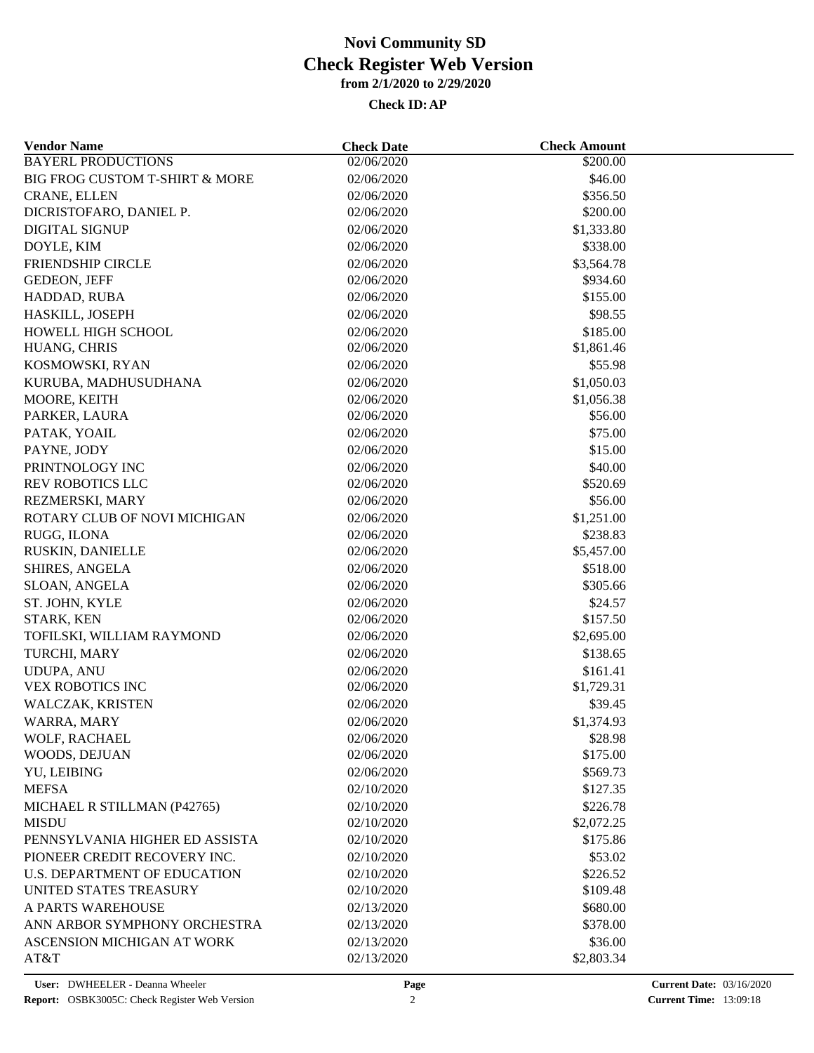# Novi Community SD
## Check Register Web Version
### from 2/1/2020 to 2/29/2020

**Check ID: AP**

| Vendor Name | Check Date | Check Amount |
|---|---|---|
| BAYERL PRODUCTIONS | 02/06/2020 | $200.00 |
| BIG FROG CUSTOM T-SHIRT & MORE | 02/06/2020 | $46.00 |
| CRANE, ELLEN | 02/06/2020 | $356.50 |
| DICRISTOFARO, DANIEL P. | 02/06/2020 | $200.00 |
| DIGITAL SIGNUP | 02/06/2020 | $1,333.80 |
| DOYLE, KIM | 02/06/2020 | $338.00 |
| FRIENDSHIP CIRCLE | 02/06/2020 | $3,564.78 |
| GEDEON, JEFF | 02/06/2020 | $934.60 |
| HADDAD, RUBA | 02/06/2020 | $155.00 |
| HASKILL, JOSEPH | 02/06/2020 | $98.55 |
| HOWELL HIGH SCHOOL | 02/06/2020 | $185.00 |
| HUANG, CHRIS | 02/06/2020 | $1,861.46 |
| KOSMOWSKI, RYAN | 02/06/2020 | $55.98 |
| KURUBA, MADHUSUDHANA | 02/06/2020 | $1,050.03 |
| MOORE, KEITH | 02/06/2020 | $1,056.38 |
| PARKER, LAURA | 02/06/2020 | $56.00 |
| PATAK, YOAIL | 02/06/2020 | $75.00 |
| PAYNE, JODY | 02/06/2020 | $15.00 |
| PRINTNOLOGY INC | 02/06/2020 | $40.00 |
| REV ROBOTICS LLC | 02/06/2020 | $520.69 |
| REZMERSKI, MARY | 02/06/2020 | $56.00 |
| ROTARY CLUB OF NOVI MICHIGAN | 02/06/2020 | $1,251.00 |
| RUGG, ILONA | 02/06/2020 | $238.83 |
| RUSKIN, DANIELLE | 02/06/2020 | $5,457.00 |
| SHIRES, ANGELA | 02/06/2020 | $518.00 |
| SLOAN, ANGELA | 02/06/2020 | $305.66 |
| ST. JOHN, KYLE | 02/06/2020 | $24.57 |
| STARK, KEN | 02/06/2020 | $157.50 |
| TOFILSKI, WILLIAM RAYMOND | 02/06/2020 | $2,695.00 |
| TURCHI, MARY | 02/06/2020 | $138.65 |
| UDUPA, ANU | 02/06/2020 | $161.41 |
| VEX ROBOTICS INC | 02/06/2020 | $1,729.31 |
| WALCZAK, KRISTEN | 02/06/2020 | $39.45 |
| WARRA, MARY | 02/06/2020 | $1,374.93 |
| WOLF, RACHAEL | 02/06/2020 | $28.98 |
| WOODS, DEJUAN | 02/06/2020 | $175.00 |
| YU, LEIBING | 02/06/2020 | $569.73 |
| MEFSA | 02/10/2020 | $127.35 |
| MICHAEL R STILLMAN (P42765) | 02/10/2020 | $226.78 |
| MISDU | 02/10/2020 | $2,072.25 |
| PENNSYLVANIA HIGHER ED ASSISTA | 02/10/2020 | $175.86 |
| PIONEER CREDIT RECOVERY INC. | 02/10/2020 | $53.02 |
| U.S. DEPARTMENT OF EDUCATION | 02/10/2020 | $226.52 |
| UNITED STATES TREASURY | 02/10/2020 | $109.48 |
| A PARTS WAREHOUSE | 02/13/2020 | $680.00 |
| ANN ARBOR SYMPHONY ORCHESTRA | 02/13/2020 | $378.00 |
| ASCENSION MICHIGAN AT WORK | 02/13/2020 | $36.00 |
| AT&T | 02/13/2020 | $2,803.34 |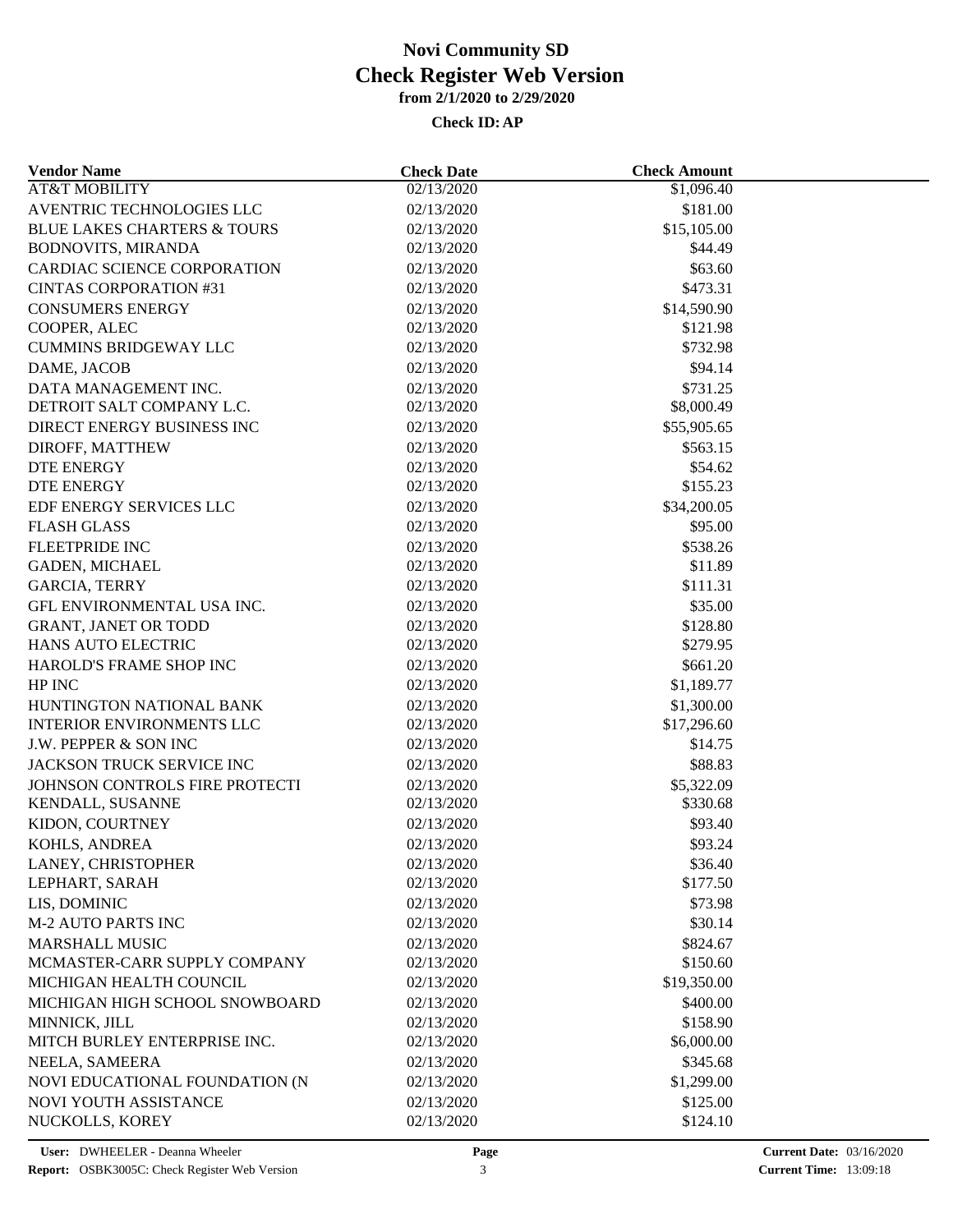# Novi Community SD
# Check Register Web Version
### from 2/1/2020 to 2/29/2020

**Check ID: AP**

| Vendor Name | Check Date | Check Amount |
|---|---|---|
| AT&T MOBILITY | 02/13/2020 | $1,096.40 |
| AVENTRIC TECHNOLOGIES LLC | 02/13/2020 | $181.00 |
| BLUE LAKES CHARTERS & TOURS | 02/13/2020 | $15,105.00 |
| BODNOVITS, MIRANDA | 02/13/2020 | $44.49 |
| CARDIAC SCIENCE CORPORATION | 02/13/2020 | $63.60 |
| CINTAS CORPORATION #31 | 02/13/2020 | $473.31 |
| CONSUMERS ENERGY | 02/13/2020 | $14,590.90 |
| COOPER, ALEC | 02/13/2020 | $121.98 |
| CUMMINS BRIDGEWAY LLC | 02/13/2020 | $732.98 |
| DAME, JACOB | 02/13/2020 | $94.14 |
| DATA MANAGEMENT INC. | 02/13/2020 | $731.25 |
| DETROIT SALT COMPANY L.C. | 02/13/2020 | $8,000.49 |
| DIRECT ENERGY BUSINESS INC | 02/13/2020 | $55,905.65 |
| DIROFF, MATTHEW | 02/13/2020 | $563.15 |
| DTE ENERGY | 02/13/2020 | $54.62 |
| DTE ENERGY | 02/13/2020 | $155.23 |
| EDF ENERGY SERVICES LLC | 02/13/2020 | $34,200.05 |
| FLASH GLASS | 02/13/2020 | $95.00 |
| FLEETPRIDE INC | 02/13/2020 | $538.26 |
| GADEN, MICHAEL | 02/13/2020 | $11.89 |
| GARCIA, TERRY | 02/13/2020 | $111.31 |
| GFL ENVIRONMENTAL USA INC. | 02/13/2020 | $35.00 |
| GRANT, JANET OR TODD | 02/13/2020 | $128.80 |
| HANS AUTO ELECTRIC | 02/13/2020 | $279.95 |
| HAROLD'S FRAME SHOP INC | 02/13/2020 | $661.20 |
| HP INC | 02/13/2020 | $1,189.77 |
| HUNTINGTON NATIONAL BANK | 02/13/2020 | $1,300.00 |
| INTERIOR ENVIRONMENTS LLC | 02/13/2020 | $17,296.60 |
| J.W. PEPPER & SON INC | 02/13/2020 | $14.75 |
| JACKSON TRUCK SERVICE INC | 02/13/2020 | $88.83 |
| JOHNSON CONTROLS FIRE PROTECTI | 02/13/2020 | $5,322.09 |
| KENDALL, SUSANNE | 02/13/2020 | $330.68 |
| KIDON, COURTNEY | 02/13/2020 | $93.40 |
| KOHLS, ANDREA | 02/13/2020 | $93.24 |
| LANEY, CHRISTOPHER | 02/13/2020 | $36.40 |
| LEPHART, SARAH | 02/13/2020 | $177.50 |
| LIS, DOMINIC | 02/13/2020 | $73.98 |
| M-2 AUTO PARTS INC | 02/13/2020 | $30.14 |
| MARSHALL MUSIC | 02/13/2020 | $824.67 |
| MCMASTER-CARR SUPPLY COMPANY | 02/13/2020 | $150.60 |
| MICHIGAN HEALTH COUNCIL | 02/13/2020 | $19,350.00 |
| MICHIGAN HIGH SCHOOL SNOWBOARD | 02/13/2020 | $400.00 |
| MINNICK, JILL | 02/13/2020 | $158.90 |
| MITCH BURLEY ENTERPRISE INC. | 02/13/2020 | $6,000.00 |
| NEELA, SAMEERA | 02/13/2020 | $345.68 |
| NOVI EDUCATIONAL FOUNDATION (N | 02/13/2020 | $1,299.00 |
| NOVI YOUTH ASSISTANCE | 02/13/2020 | $125.00 |
| NUCKOLLS, KOREY | 02/13/2020 | $124.10 |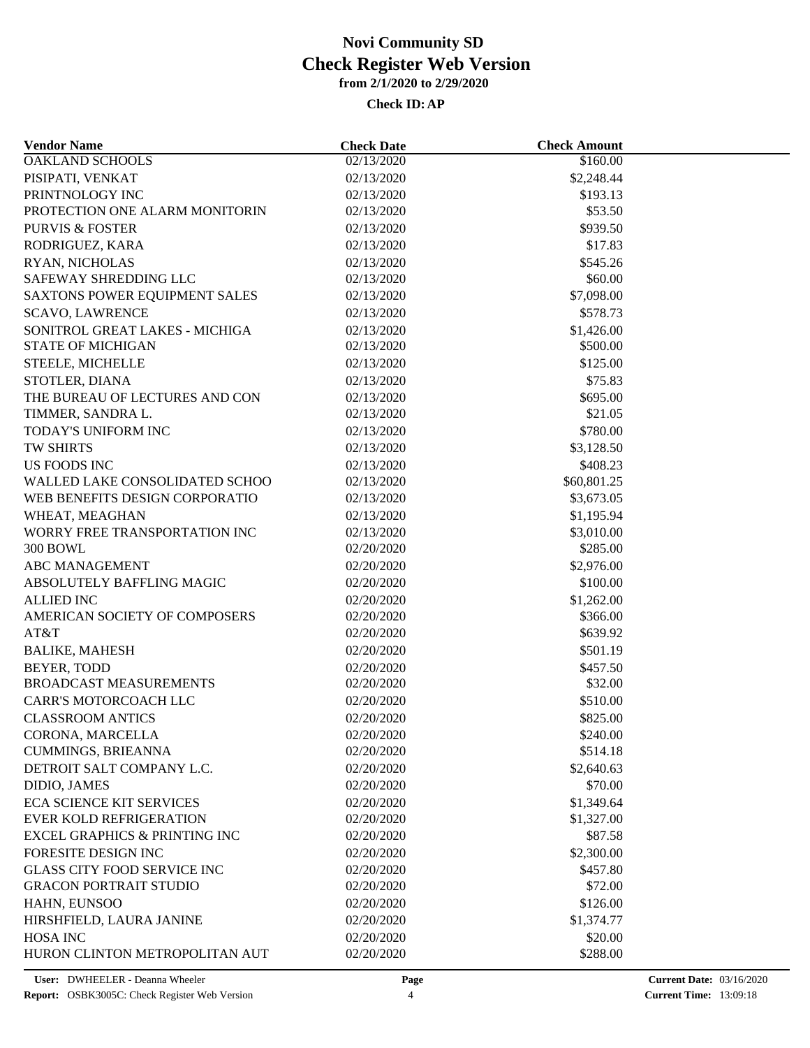# Novi Community SD

## Check Register Web Version

**from 2/1/2020 to 2/29/2020**

**Check ID: AP**

| Vendor Name | Check Date | Check Amount |
|---|---|---|
| OAKLAND SCHOOLS | 02/13/2020 | $160.00 |
| PISIPATI, VENKAT | 02/13/2020 | $2,248.44 |
| PRINTNOLOGY INC | 02/13/2020 | $193.13 |
| PROTECTION ONE ALARM MONITORIN | 02/13/2020 | $53.50 |
| PURVIS & FOSTER | 02/13/2020 | $939.50 |
| RODRIGUEZ, KARA | 02/13/2020 | $17.83 |
| RYAN, NICHOLAS | 02/13/2020 | $545.26 |
| SAFEWAY SHREDDING LLC | 02/13/2020 | $60.00 |
| SAXTONS POWER EQUIPMENT SALES | 02/13/2020 | $7,098.00 |
| SCAVO, LAWRENCE | 02/13/2020 | $578.73 |
| SONITROL GREAT LAKES - MICHIGA | 02/13/2020 | $1,426.00 |
| STATE OF MICHIGAN | 02/13/2020 | $500.00 |
| STEELE, MICHELLE | 02/13/2020 | $125.00 |
| STOTLER, DIANA | 02/13/2020 | $75.83 |
| THE BUREAU OF LECTURES AND CON | 02/13/2020 | $695.00 |
| TIMMER, SANDRA L. | 02/13/2020 | $21.05 |
| TODAY'S UNIFORM INC | 02/13/2020 | $780.00 |
| TW SHIRTS | 02/13/2020 | $3,128.50 |
| US FOODS INC | 02/13/2020 | $408.23 |
| WALLED LAKE CONSOLIDATED SCHOO | 02/13/2020 | $60,801.25 |
| WEB BENEFITS DESIGN CORPORATIO | 02/13/2020 | $3,673.05 |
| WHEAT, MEAGHAN | 02/13/2020 | $1,195.94 |
| WORRY FREE TRANSPORTATION INC | 02/13/2020 | $3,010.00 |
| 300 BOWL | 02/20/2020 | $285.00 |
| ABC MANAGEMENT | 02/20/2020 | $2,976.00 |
| ABSOLUTELY BAFFLING MAGIC | 02/20/2020 | $100.00 |
| ALLIED INC | 02/20/2020 | $1,262.00 |
| AMERICAN SOCIETY OF COMPOSERS | 02/20/2020 | $366.00 |
| AT&T | 02/20/2020 | $639.92 |
| BALIKE, MAHESH | 02/20/2020 | $501.19 |
| BEYER, TODD | 02/20/2020 | $457.50 |
| BROADCAST MEASUREMENTS | 02/20/2020 | $32.00 |
| CARR'S MOTORCOACH LLC | 02/20/2020 | $510.00 |
| CLASSROOM ANTICS | 02/20/2020 | $825.00 |
| CORONA, MARCELLA | 02/20/2020 | $240.00 |
| CUMMINGS, BRIEANNA | 02/20/2020 | $514.18 |
| DETROIT SALT COMPANY L.C. | 02/20/2020 | $2,640.63 |
| DIDIO, JAMES | 02/20/2020 | $70.00 |
| ECA SCIENCE KIT SERVICES | 02/20/2020 | $1,349.64 |
| EVER KOLD REFRIGERATION | 02/20/2020 | $1,327.00 |
| EXCEL GRAPHICS & PRINTING INC | 02/20/2020 | $87.58 |
| FORESITE DESIGN INC | 02/20/2020 | $2,300.00 |
| GLASS CITY FOOD SERVICE INC | 02/20/2020 | $457.80 |
| GRACON PORTRAIT STUDIO | 02/20/2020 | $72.00 |
| HAHN, EUNSOO | 02/20/2020 | $126.00 |
| HIRSHFIELD, LAURA JANINE | 02/20/2020 | $1,374.77 |
| HOSA INC | 02/20/2020 | $20.00 |
| HURON CLINTON METROPOLITAN AUT | 02/20/2020 | $288.00 |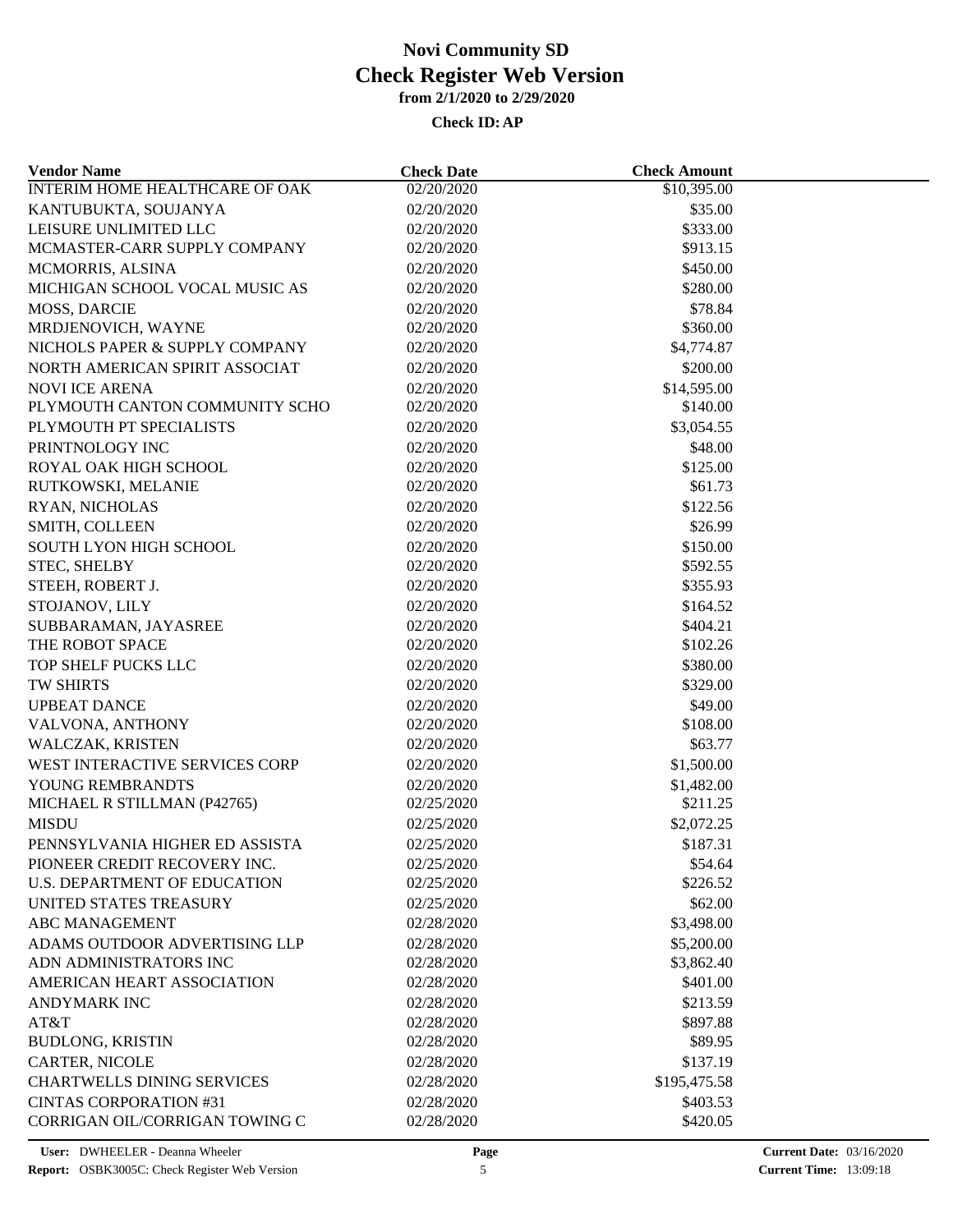# Novi Community SD

## Check Register Web Version

**from 2/1/2020 to 2/29/2020**

**Check ID: AP**

| Vendor Name | Check Date | Check Amount |
|---|---|---|
| INTERIM HOME HEALTHCARE OF OAK | 02/20/2020 | $10,395.00 |
| KANTUBUKTA, SOUJANYA | 02/20/2020 | $35.00 |
| LEISURE UNLIMITED LLC | 02/20/2020 | $333.00 |
| MCMASTER-CARR SUPPLY COMPANY | 02/20/2020 | $913.15 |
| MCMORRIS, ALSINA | 02/20/2020 | $450.00 |
| MICHIGAN SCHOOL VOCAL MUSIC AS | 02/20/2020 | $280.00 |
| MOSS, DARCIE | 02/20/2020 | $78.84 |
| MRDJENOVICH, WAYNE | 02/20/2020 | $360.00 |
| NICHOLS PAPER & SUPPLY COMPANY | 02/20/2020 | $4,774.87 |
| NORTH AMERICAN SPIRIT ASSOCIAT | 02/20/2020 | $200.00 |
| NOVI ICE ARENA | 02/20/2020 | $14,595.00 |
| PLYMOUTH CANTON COMMUNITY SCHO | 02/20/2020 | $140.00 |
| PLYMOUTH PT SPECIALISTS | 02/20/2020 | $3,054.55 |
| PRINTNOLOGY INC | 02/20/2020 | $48.00 |
| ROYAL OAK HIGH SCHOOL | 02/20/2020 | $125.00 |
| RUTKOWSKI, MELANIE | 02/20/2020 | $61.73 |
| RYAN, NICHOLAS | 02/20/2020 | $122.56 |
| SMITH, COLLEEN | 02/20/2020 | $26.99 |
| SOUTH LYON HIGH SCHOOL | 02/20/2020 | $150.00 |
| STEC, SHELBY | 02/20/2020 | $592.55 |
| STEEH, ROBERT J. | 02/20/2020 | $355.93 |
| STOJANOV, LILY | 02/20/2020 | $164.52 |
| SUBBARAMAN, JAYASREE | 02/20/2020 | $404.21 |
| THE ROBOT SPACE | 02/20/2020 | $102.26 |
| TOP SHELF PUCKS LLC | 02/20/2020 | $380.00 |
| TW SHIRTS | 02/20/2020 | $329.00 |
| UPBEAT DANCE | 02/20/2020 | $49.00 |
| VALVONA, ANTHONY | 02/20/2020 | $108.00 |
| WALCZAK, KRISTEN | 02/20/2020 | $63.77 |
| WEST INTERACTIVE SERVICES CORP | 02/20/2020 | $1,500.00 |
| YOUNG REMBRANDTS | 02/20/2020 | $1,482.00 |
| MICHAEL R STILLMAN (P42765) | 02/25/2020 | $211.25 |
| MISDU | 02/25/2020 | $2,072.25 |
| PENNSYLVANIA HIGHER ED ASSISTA | 02/25/2020 | $187.31 |
| PIONEER CREDIT RECOVERY INC. | 02/25/2020 | $54.64 |
| U.S. DEPARTMENT OF EDUCATION | 02/25/2020 | $226.52 |
| UNITED STATES TREASURY | 02/25/2020 | $62.00 |
| ABC MANAGEMENT | 02/28/2020 | $3,498.00 |
| ADAMS OUTDOOR ADVERTISING LLP | 02/28/2020 | $5,200.00 |
| ADN ADMINISTRATORS INC | 02/28/2020 | $3,862.40 |
| AMERICAN HEART ASSOCIATION | 02/28/2020 | $401.00 |
| ANDYMARK INC | 02/28/2020 | $213.59 |
| AT&T | 02/28/2020 | $897.88 |
| BUDLONG, KRISTIN | 02/28/2020 | $89.95 |
| CARTER, NICOLE | 02/28/2020 | $137.19 |
| CHARTWELLS DINING SERVICES | 02/28/2020 | $195,475.58 |
| CINTAS CORPORATION #31 | 02/28/2020 | $403.53 |
| CORRIGAN OIL/CORRIGAN TOWING C | 02/28/2020 | $420.05 |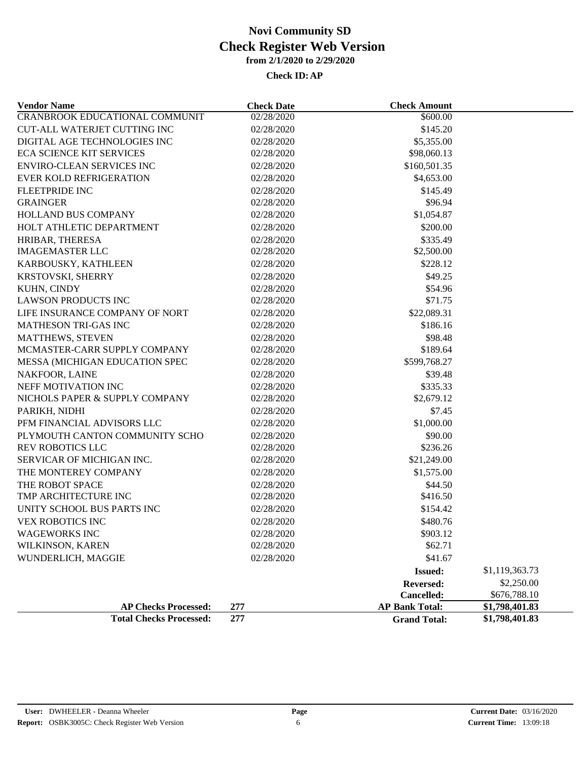# Novi Community SD

## Check Register Web Version

**from 2/1/2020 to 2/29/2020**

**Check ID: AP**

| Vendor Name | Check Date | Check Amount | |
|---|---|---|---|
| CRANBROOK EDUCATIONAL COMMUNIT | 02/28/2020 | $600.00 | |
| CUT-ALL WATERJET CUTTING INC | 02/28/2020 | $145.20 | |
| DIGITAL AGE TECHNOLOGIES INC | 02/28/2020 | $5,355.00 | |
| ECA SCIENCE KIT SERVICES | 02/28/2020 | $98,060.13 | |
| ENVIRO-CLEAN SERVICES INC | 02/28/2020 | $160,501.35 | |
| EVER KOLD REFRIGERATION | 02/28/2020 | $4,653.00 | |
| FLEETPRIDE INC | 02/28/2020 | $145.49 | |
| GRAINGER | 02/28/2020 | $96.94 | |
| HOLLAND BUS COMPANY | 02/28/2020 | $1,054.87 | |
| HOLT ATHLETIC DEPARTMENT | 02/28/2020 | $200.00 | |
| HRIBAR, THERESA | 02/28/2020 | $335.49 | |
| IMAGEMASTER LLC | 02/28/2020 | $2,500.00 | |
| KARBOUSKY, KATHLEEN | 02/28/2020 | $228.12 | |
| KRSTOVSKI, SHERRY | 02/28/2020 | $49.25 | |
| KUHN, CINDY | 02/28/2020 | $54.96 | |
| LAWSON PRODUCTS INC | 02/28/2020 | $71.75 | |
| LIFE INSURANCE COMPANY OF NORT | 02/28/2020 | $22,089.31 | |
| MATHESON TRI-GAS INC | 02/28/2020 | $186.16 | |
| MATTHEWS, STEVEN | 02/28/2020 | $98.48 | |
| MCMASTER-CARR SUPPLY COMPANY | 02/28/2020 | $189.64 | |
| MESSA (MICHIGAN EDUCATION SPEC | 02/28/2020 | $599,768.27 | |
| NAKFOOR, LAINE | 02/28/2020 | $39.48 | |
| NEFF MOTIVATION INC | 02/28/2020 | $335.33 | |
| NICHOLS PAPER & SUPPLY COMPANY | 02/28/2020 | $2,679.12 | |
| PARIKH, NIDHI | 02/28/2020 | $7.45 | |
| PFM FINANCIAL ADVISORS LLC | 02/28/2020 | $1,000.00 | |
| PLYMOUTH CANTON COMMUNITY SCHO | 02/28/2020 | $90.00 | |
| REV ROBOTICS LLC | 02/28/2020 | $236.26 | |
| SERVICAR OF MICHIGAN INC. | 02/28/2020 | $21,249.00 | |
| THE MONTEREY COMPANY | 02/28/2020 | $1,575.00 | |
| THE ROBOT SPACE | 02/28/2020 | $44.50 | |
| TMP ARCHITECTURE INC | 02/28/2020 | $416.50 | |
| UNITY SCHOOL BUS PARTS INC | 02/28/2020 | $154.42 | |
| VEX ROBOTICS INC | 02/28/2020 | $480.76 | |
| WAGEWORKS INC | 02/28/2020 | $903.12 | |
| WILKINSON, KAREN | 02/28/2020 | $62.71 | |
| WUNDERLICH, MAGGIE | 02/28/2020 | $41.67 | |
| | | **Issued:** | $1,119,363.73 |
| | | **Reversed:** | $2,250.00 |
| | | **Cancelled:** | $676,788.10 |
| **AP Checks Processed:** | **277** | **AP Bank Total:** | **$1,798,401.83** |
| **Total Checks Processed:** | **277** | **Grand Total:** | **$1,798,401.83** |

**User:** DWHEELER - Deanna Wheeler
**Report:** OSBK3005C: Check Register Web Version
**Current Date:** 03/16/2020
**Current Time:** 13:09:18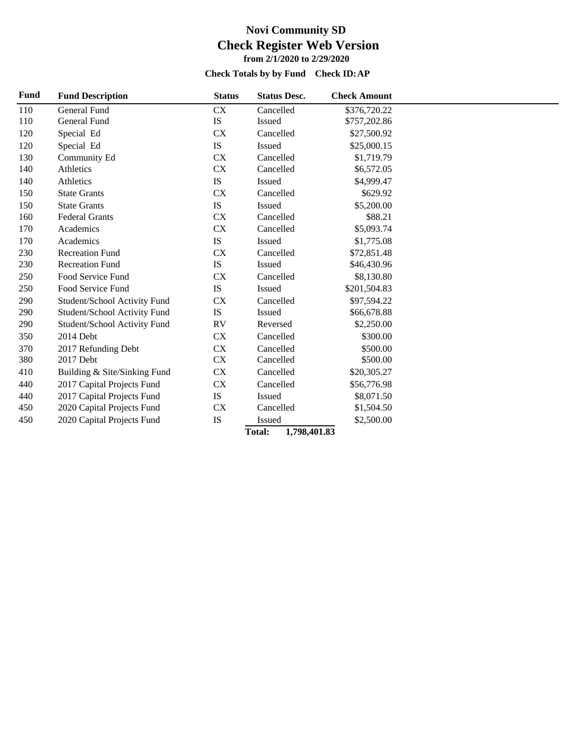# Novi Community SD

## Check Register Web Version

**from 2/1/2020 to 2/29/2020**

**Check Totals by by Fund Check ID: AP**

| Fund | Fund Description | Status | Status Desc. | Check Amount |
|---|---|---|---|---|
| 110 | General Fund | CX | Cancelled | $376,720.22 |
| 110 | General Fund | IS | Issued | $757,202.86 |
| 120 | Special Ed | CX | Cancelled | $27,500.92 |
| 120 | Special Ed | IS | Issued | $25,000.15 |
| 130 | Community Ed | CX | Cancelled | $1,719.79 |
| 140 | Athletics | CX | Cancelled | $6,572.05 |
| 140 | Athletics | IS | Issued | $4,999.47 |
| 150 | State Grants | CX | Cancelled | $629.92 |
| 150 | State Grants | IS | Issued | $5,200.00 |
| 160 | Federal Grants | CX | Cancelled | $88.21 |
| 170 | Academics | CX | Cancelled | $5,093.74 |
| 170 | Academics | IS | Issued | $1,775.08 |
| 230 | Recreation Fund | CX | Cancelled | $72,851.48 |
| 230 | Recreation Fund | IS | Issued | $46,430.96 |
| 250 | Food Service Fund | CX | Cancelled | $8,130.80 |
| 250 | Food Service Fund | IS | Issued | $201,504.83 |
| 290 | Student/School Activity Fund | CX | Cancelled | $97,594.22 |
| 290 | Student/School Activity Fund | IS | Issued | $66,678.88 |
| 290 | Student/School Activity Fund | RV | Reversed | $2,250.00 |
| 350 | 2014 Debt | CX | Cancelled | $300.00 |
| 370 | 2017 Refunding Debt | CX | Cancelled | $500.00 |
| 380 | 2017 Debt | CX | Cancelled | $500.00 |
| 410 | Building & Site/Sinking Fund | CX | Cancelled | $20,305.27 |
| 440 | 2017 Capital Projects Fund | CX | Cancelled | $56,776.98 |
| 440 | 2017 Capital Projects Fund | IS | Issued | $8,071.50 |
| 450 | 2020 Capital Projects Fund | CX | Cancelled | $1,504.50 |
| 450 | 2020 Capital Projects Fund | IS | Issued | $2,500.00 |
| | | | **Total:** | **1,798,401.83** |